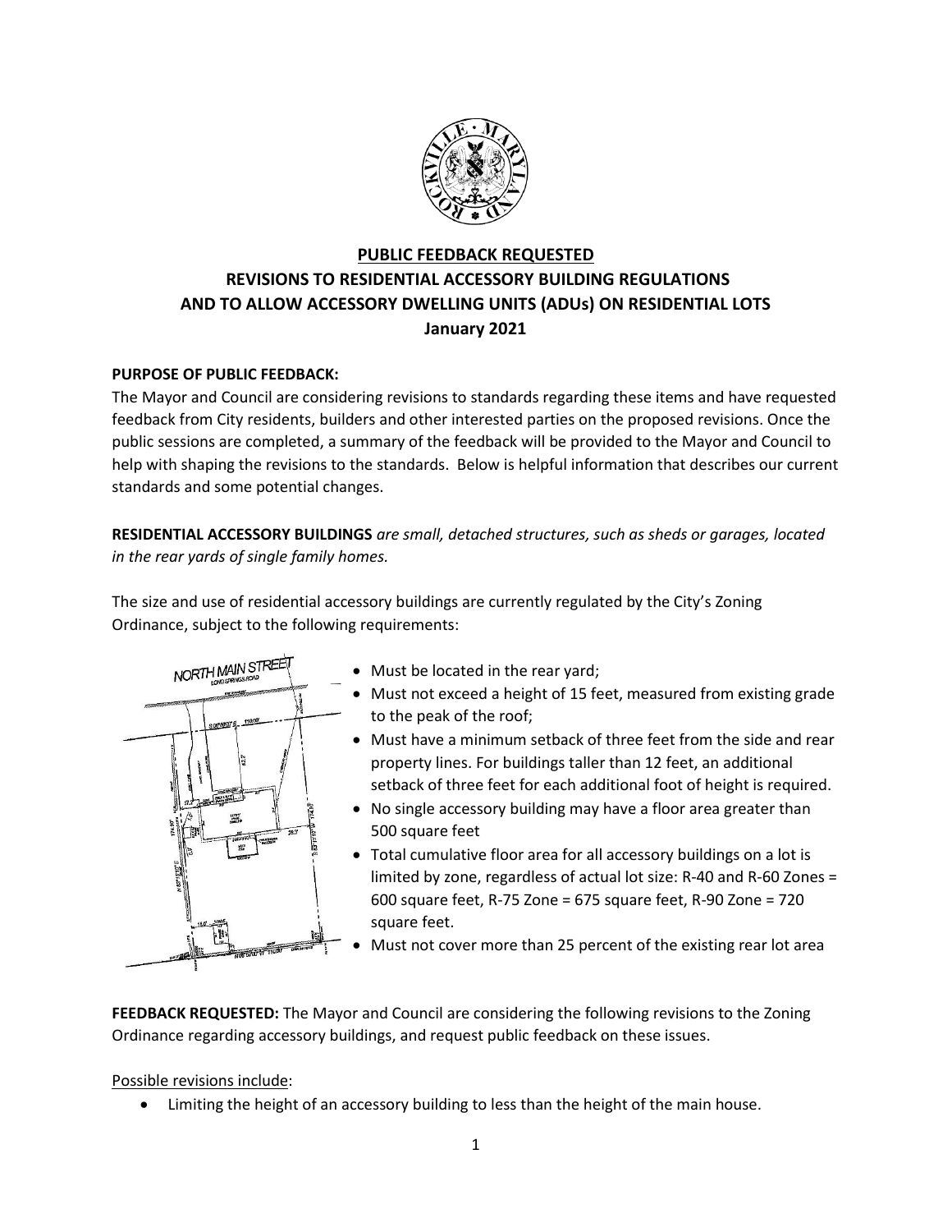**PUBLIC FEEDBACK REQUESTED**
**REVISIONS TO RESIDENTIAL ACCESSORY BUILDING REGULATIONS AND TO ALLOW ACCESSORY DWELLING UNITS (ADUs) ON RESIDENTIAL LOTS**
**January 2021**

**PURPOSE OF PUBLIC FEEDBACK:**
The Mayor and Council are considering revisions to standards regarding these items and have requested feedback from City residents, builders and other interested parties on the proposed revisions. Once the public sessions are completed, a summary of the feedback will be provided to the Mayor and Council to help with shaping the revisions to the standards. Below is helpful information that describes our current standards and some potential changes.

**RESIDENTIAL ACCESSORY BUILDINGS** *are small, detached structures, such as sheds or garages, located in the rear yards of single family homes.*

The size and use of residential accessory buildings are currently regulated by the City's Zoning Ordinance, subject to the following requirements:

- Must be located in the rear yard;
- Must not exceed a height of 15 feet, measured from existing grade to the peak of the roof;
- Must have a minimum setback of three feet from the side and rear property lines. For buildings taller than 12 feet, an additional setback of three feet for each additional foot of height is required.
- No single accessory building may have a floor area greater than 500 square feet
- Total cumulative floor area for all accessory buildings on a lot is limited by zone, regardless of actual lot size: R-40 and R-60 Zones = 600 square feet, R-75 Zone = 675 square feet, R-90 Zone = 720 square feet.
- Must not cover more than 25 percent of the existing rear lot area

**FEEDBACK REQUESTED:** The Mayor and Council are considering the following revisions to the Zoning Ordinance regarding accessory buildings, and request public feedback on these issues.

Possible revisions include:

- Limiting the height of an accessory building to less than the height of the main house.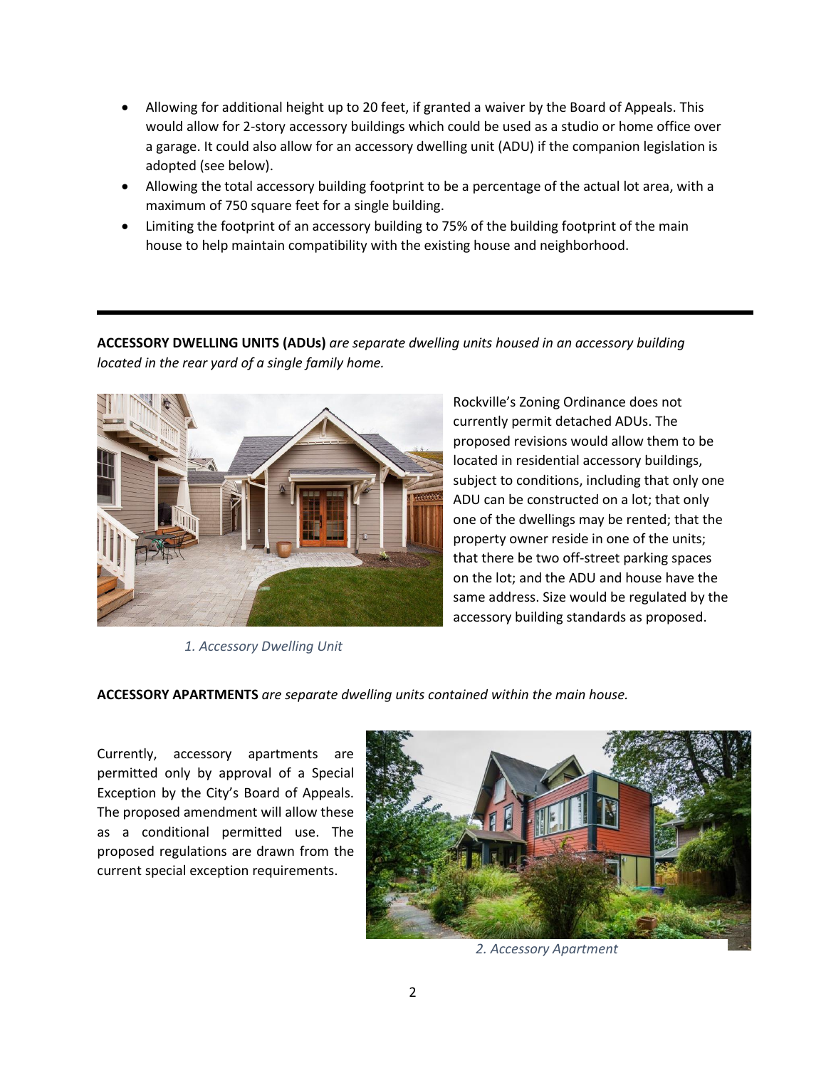- Allowing for additional height up to 20 feet, if granted a waiver by the Board of Appeals. This would allow for 2-story accessory buildings which could be used as a studio or home office over a garage. It could also allow for an accessory dwelling unit (ADU) if the companion legislation is adopted (see below).
- Allowing the total accessory building footprint to be a percentage of the actual lot area, with a maximum of 750 square feet for a single building.
- Limiting the footprint of an accessory building to 75% of the building footprint of the main house to help maintain compatibility with the existing house and neighborhood.

---

**ACCESSORY DWELLING UNITS (ADUs)** *are separate dwelling units housed in an accessory building located in the rear yard of a single family home.*

*1. Accessory Dwelling Unit*

Rockville's Zoning Ordinance does not currently permit detached ADUs. The proposed revisions would allow them to be located in residential accessory buildings, subject to conditions, including that only one ADU can be constructed on a lot; that only one of the dwellings may be rented; that the property owner reside in one of the units; that there be two off-street parking spaces on the lot; and the ADU and house have the same address. Size would be regulated by the accessory building standards as proposed.

**ACCESSORY APARTMENTS** *are separate dwelling units contained within the main house.*

Currently, accessory apartments are permitted only by approval of a Special Exception by the City's Board of Appeals. The proposed amendment will allow these as a conditional permitted use. The proposed regulations are drawn from the current special exception requirements.

*2. Accessory Apartment*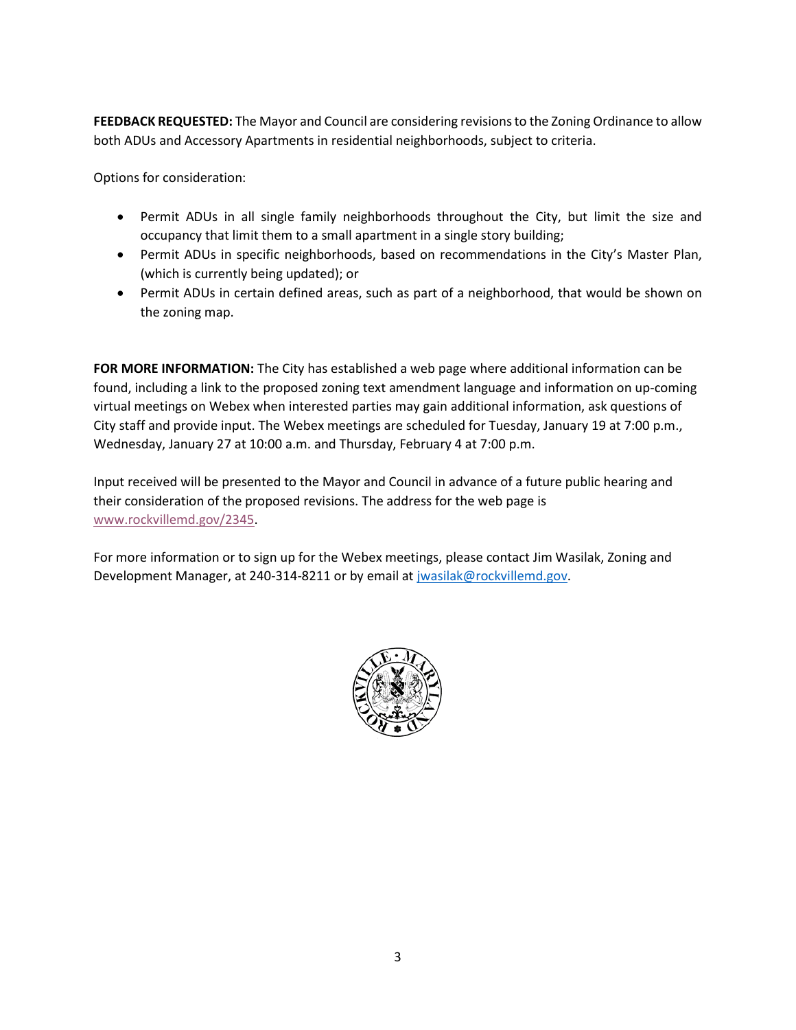**FEEDBACK REQUESTED:** The Mayor and Council are considering revisions to the Zoning Ordinance to allow both ADUs and Accessory Apartments in residential neighborhoods, subject to criteria.

Options for consideration:

- Permit ADUs in all single family neighborhoods throughout the City, but limit the size and occupancy that limit them to a small apartment in a single story building;
- Permit ADUs in specific neighborhoods, based on recommendations in the City's Master Plan, (which is currently being updated); or
- Permit ADUs in certain defined areas, such as part of a neighborhood, that would be shown on the zoning map.

**FOR MORE INFORMATION:** The City has established a web page where additional information can be found, including a link to the proposed zoning text amendment language and information on up-coming virtual meetings on Webex when interested parties may gain additional information, ask questions of City staff and provide input. The Webex meetings are scheduled for Tuesday, January 19 at 7:00 p.m., Wednesday, January 27 at 10:00 a.m. and Thursday, February 4 at 7:00 p.m.

Input received will be presented to the Mayor and Council in advance of a future public hearing and their consideration of the proposed revisions. The address for the web page is www.rockvillemd.gov/2345.

For more information or to sign up for the Webex meetings, please contact Jim Wasilak, Zoning and Development Manager, at 240-314-8211 or by email at jwasilak@rockvillemd.gov.